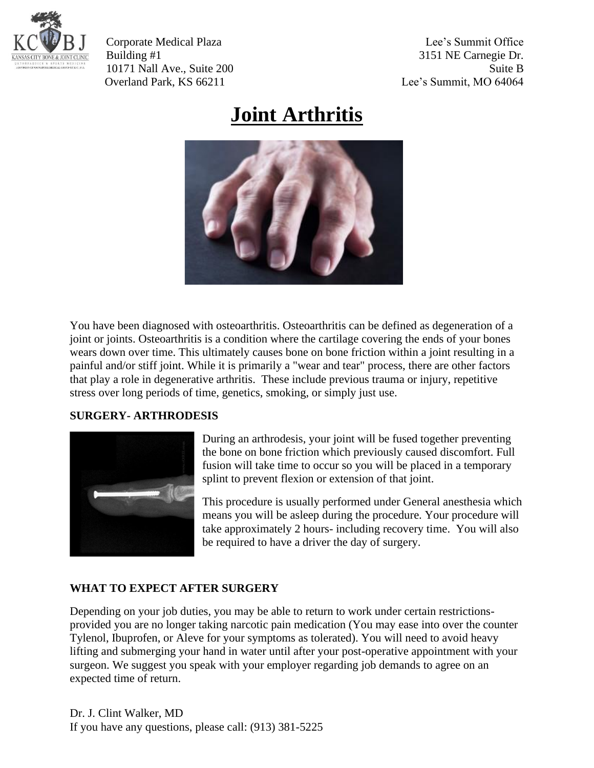Corporate Medical Plaza
Building #1
10171 Nall Ave., Suite 200
Overland Park, KS 66211

Lee's Summit Office
3151 NE Carnegie Dr.
Suite B
Lee's Summit, MO 64064

# Joint Arthritis

You have been diagnosed with osteoarthritis. Osteoarthritis can be defined as degeneration of a joint or joints. Osteoarthritis is a condition where the cartilage covering the ends of your bones wears down over time. This ultimately causes bone on bone friction within a joint resulting in a painful and/or stiff joint. While it is primarily a "wear and tear" process, there are other factors that play a role in degenerative arthritis. These include previous trauma or injury, repetitive stress over long periods of time, genetics, smoking, or simply just use.

**SURGERY- ARTHRODESIS**

During an arthrodesis, your joint will be fused together preventing the bone on bone friction which previously caused discomfort. Full fusion will take time to occur so you will be placed in a temporary splint to prevent flexion or extension of that joint.

This procedure is usually performed under General anesthesia which means you will be asleep during the procedure. Your procedure will take approximately 2 hours- including recovery time. You will also be required to have a driver the day of surgery.

**WHAT TO EXPECT AFTER SURGERY**

Depending on your job duties, you may be able to return to work under certain restrictions- provided you are no longer taking narcotic pain medication (You may ease into over the counter Tylenol, Ibuprofen, or Aleve for your symptoms as tolerated). You will need to avoid heavy lifting and submerging your hand in water until after your post-operative appointment with your surgeon. We suggest you speak with your employer regarding job demands to agree on an expected time of return.

Dr. J. Clint Walker, MD
If you have any questions, please call: (913) 381-5225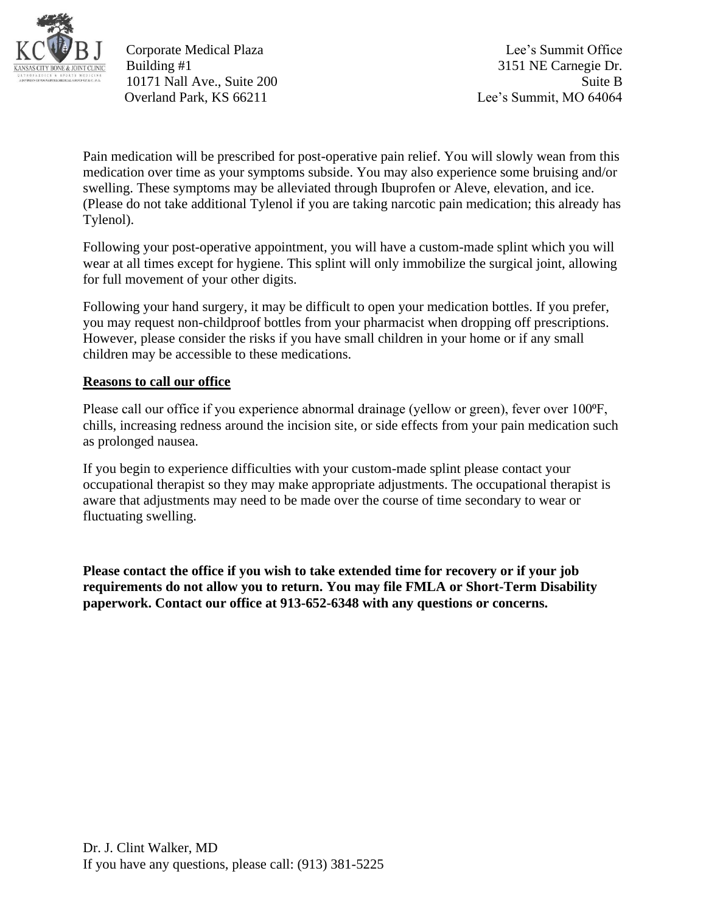Corporate Medical Plaza
Building #1
10171 Nall Ave., Suite 200
Overland Park, KS 66211

Lee's Summit Office
3151 NE Carnegie Dr.
Suite B
Lee's Summit, MO 64064

Pain medication will be prescribed for post-operative pain relief. You will slowly wean from this medication over time as your symptoms subside. You may also experience some bruising and/or swelling. These symptoms may be alleviated through Ibuprofen or Aleve, elevation, and ice. (Please do not take additional Tylenol if you are taking narcotic pain medication; this already has Tylenol).

Following your post-operative appointment, you will have a custom-made splint which you will wear at all times except for hygiene. This splint will only immobilize the surgical joint, allowing for full movement of your other digits.

Following your hand surgery, it may be difficult to open your medication bottles. If you prefer, you may request non-childproof bottles from your pharmacist when dropping off prescriptions. However, please consider the risks if you have small children in your home or if any small children may be accessible to these medications.

**Reasons to call our office**

Please call our office if you experience abnormal drainage (yellow or green), fever over 100ºF, chills, increasing redness around the incision site, or side effects from your pain medication such as prolonged nausea.

If you begin to experience difficulties with your custom-made splint please contact your occupational therapist so they may make appropriate adjustments. The occupational therapist is aware that adjustments may need to be made over the course of time secondary to wear or fluctuating swelling.

**Please contact the office if you wish to take extended time for recovery or if your job requirements do not allow you to return. You may file FMLA or Short-Term Disability paperwork. Contact our office at 913-652-6348 with any questions or concerns.**

Dr. J. Clint Walker, MD
If you have any questions, please call: (913) 381-5225